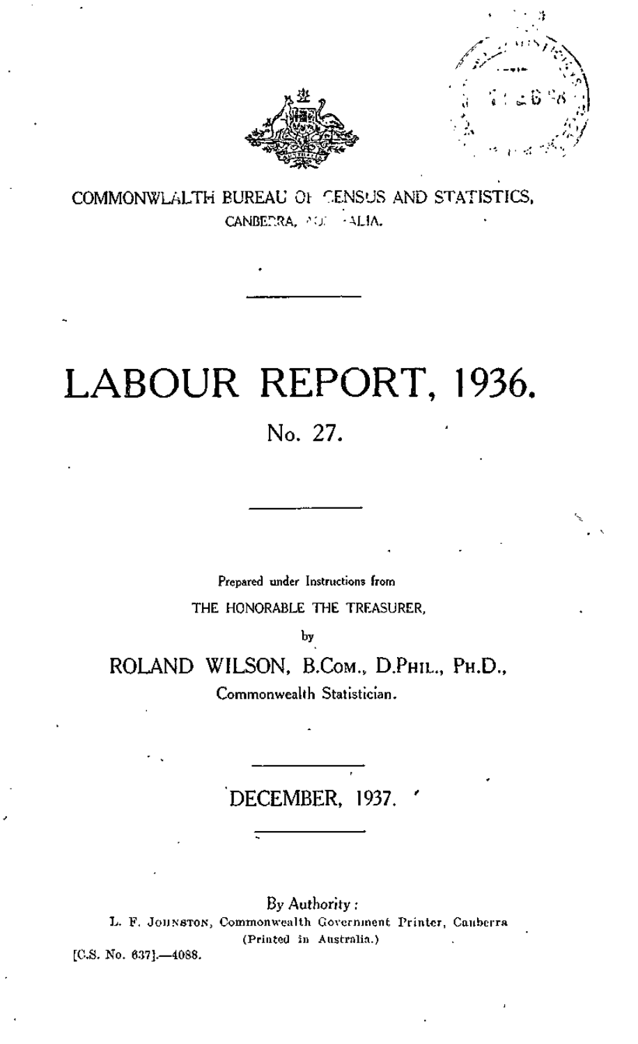COMMONWEALTH BUREAU OF CENSUS AND STATISTICS,
CANBERRA, AUSTRALIA.

# LABOUR REPORT, 1936.

## No. 27.

Prepared under Instructions from

THE HONORABLE THE TREASURER,

by

ROLAND WILSON, B.COM., D.PHIL., PH.D.,
Commonwealth Statistician.

DECEMBER, 1937.

By Authority:
L. F. JOHNSTON, Commonwealth Government Printer, Canberra
(Printed in Australia.)

[C.S. No. 637].—4088.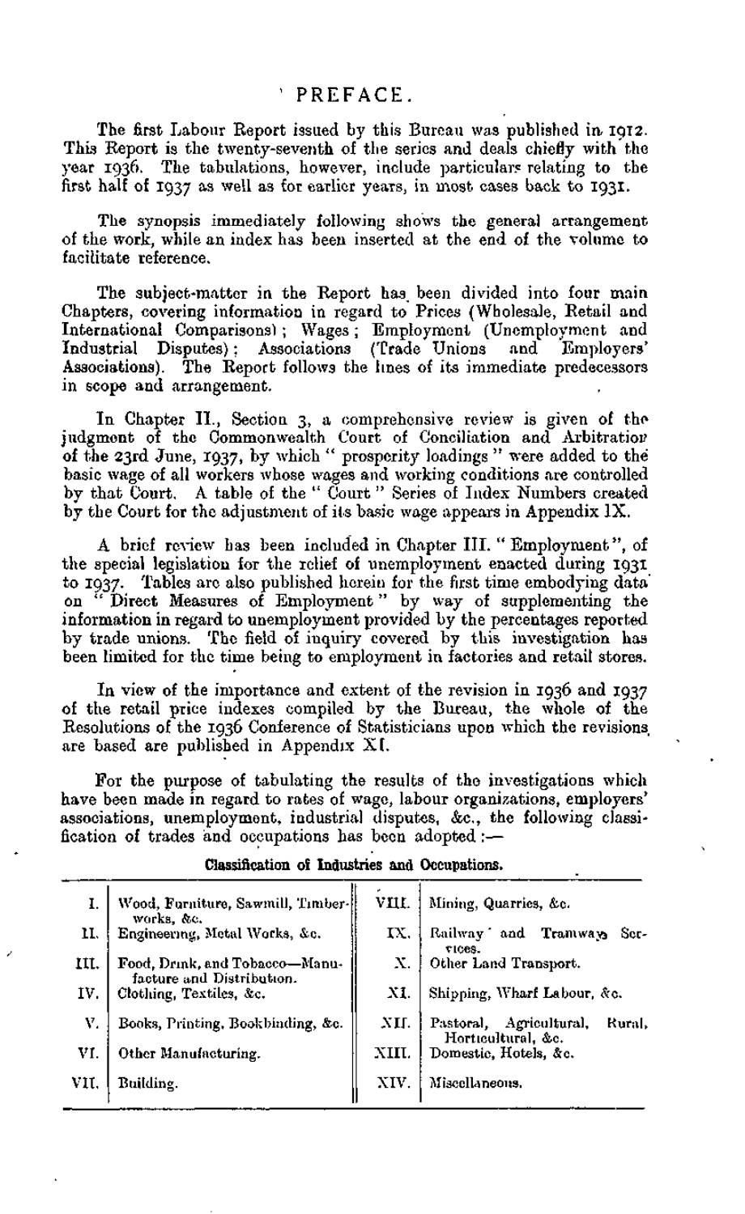# PREFACE.

The first Labour Report issued by this Bureau was published in 1912. This Report is the twenty-seventh of the series and deals chiefly with the year 1936. The tabulations, however, include particulars relating to the first half of 1937 as well as for earlier years, in most cases back to 1931.

The synopsis immediately following shows the general arrangement of the work, while an index has been inserted at the end of the volume to facilitate reference.

The subject-matter in the Report has been divided into four main Chapters, covering information in regard to Prices (Wholesale, Retail and International Comparisons); Wages; Employment (Unemployment and Industrial Disputes); Associations (Trade Unions and Employers' Associations). The Report follows the lines of its immediate predecessors in scope and arrangement.

In Chapter II., Section 3, a comprehensive review is given of the judgment of the Commonwealth Court of Conciliation and Arbitration of the 23rd June, 1937, by which "prosperity loadings" were added to the basic wage of all workers whose wages and working conditions are controlled by that Court. A table of the "Court" Series of Index Numbers created by the Court for the adjustment of its basic wage appears in Appendix IX.

A brief review has been included in Chapter III. "Employment", of the special legislation for the relief of unemployment enacted during 1931 to 1937. Tables are also published herein for the first time embodying data on "Direct Measures of Employment" by way of supplementing the information in regard to unemployment provided by the percentages reported by trade unions. The field of inquiry covered by this investigation has been limited for the time being to employment in factories and retail stores.

In view of the importance and extent of the revision in 1936 and 1937 of the retail price indexes compiled by the Bureau, the whole of the Resolutions of the 1936 Conference of Statisticians upon which the revisions are based are published in Appendix XI.

For the purpose of tabulating the results of the investigations which have been made in regard to rates of wage, labour organizations, employers' associations, unemployment, industrial disputes, &c., the following classification of trades and occupations has been adopted:—

**Classification of Industries and Occupations.**

| | | | |
|---|---|---|---|
| I. | Wood, Furniture, Sawmill, Timber-works, &c. | VIII. | Mining, Quarries, &c. |
| II. | Engineering, Metal Works, &c. | IX. | Railway and Tramways Services. |
| III. | Food, Drink, and Tobacco—Manufacture and Distribution. | X. | Other Land Transport. |
| IV. | Clothing, Textiles, &c. | XI. | Shipping, Wharf Labour, &c. |
| V. | Books, Printing, Bookbinding, &c. | XII. | Pastoral, Agricultural, Rural, Horticultural, &c. |
| VI. | Other Manufacturing. | XIII. | Domestic, Hotels, &c. |
| VII. | Building. | XIV. | Miscellaneous. |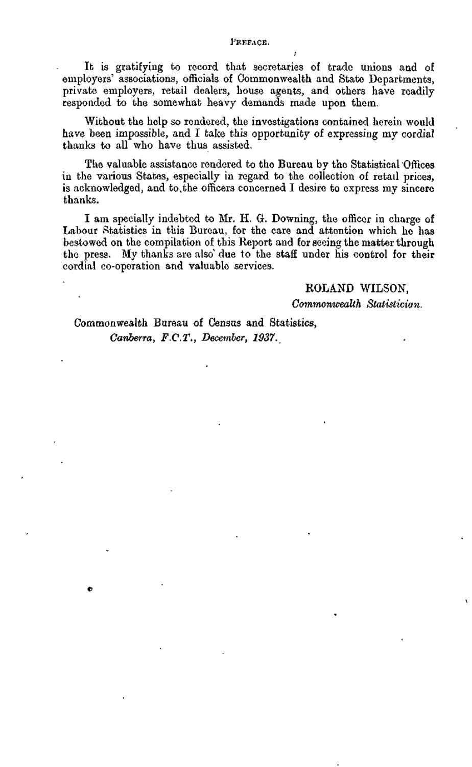It is gratifying to record that secretaries of trade unions and of employers' associations, officials of Commonwealth and State Departments, private employers, retail dealers, house agents, and others have readily responded to the somewhat heavy demands made upon them.

Without the help so rendered, the investigations contained herein would have been impossible, and I take this opportunity of expressing my cordial thanks to all who have thus assisted.

The valuable assistance rendered to the Bureau by the Statistical Offices in the various States, especially in regard to the collection of retail prices, is acknowledged, and to the officers concerned I desire to express my sincere thanks.

I am specially indebted to Mr. H. G. Downing, the officer in charge of Labour Statistics in this Bureau, for the care and attention which he has bestowed on the compilation of this Report and for seeing the matter through the press. My thanks are also due to the staff under his control for their cordial co-operation and valuable services.

ROLAND WILSON,
*Commonwealth Statistician.*

Commonwealth Bureau of Census and Statistics,
*Canberra, F.C.T., December, 1937.*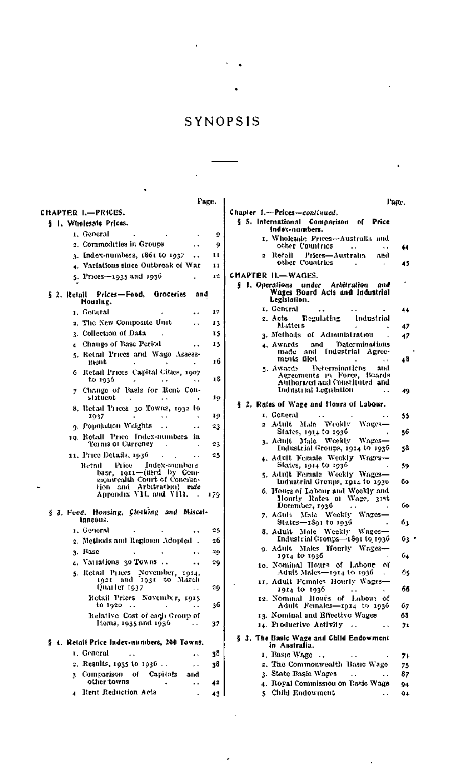# SYNOPSIS

| | Page. |
|---|---|
| **CHAPTER I.—PRICES.** | |
| **§ 1. Wholesale Prices.** | |
| 1. General | 9 |
| 2. Commodities in Groups | 9 |
| 3. Index-numbers, 1861 to 1937 | 11 |
| 4. Variations since Outbreak of War | 11 |
| 5. Prices—1935 and 1936 | 12 |
| **§ 2. Retail Prices—Food, Groceries and Housing.** | |
| 1. General | 12 |
| 2. The New Composite Unit | 13 |
| 3. Collection of Data | 15 |
| 4. Change of Base Period | 15 |
| 5. Retail Prices and Wage Assessment | 16 |
| 6. Retail Prices Capital Cities, 1907 to 1936 | 18 |
| 7. Change of Basis for Rent Constituent | 19 |
| 8. Retail Prices 30 Towns, 1932 to 1937 | 19 |
| 9. Population Weights | 23 |
| 10. Retail Price Index-numbers in Terms of Currency | 23 |
| 11. Price Details, 1936 | 25 |
| Retail Price Index-numbers base, 1911—(used by Commonwealth Court of Conciliation and Arbitration) *vide* Appendix VII. and VIII. | 179 |
| **§ 3. Food, Housing, Clothing and Miscellaneous.** | |
| 1. General | 25 |
| 2. Methods and Regimen Adopted | 26 |
| 3. Base | 29 |
| 4. Variations 30 Towns | 29 |
| 5. Retail Prices November, 1914, 1921 and 1931 to March Quarter 1937 | 29 |
| Retail Prices November, 1915 to 1920 | 36 |
| Relative Cost of each Group of Items, 1935 and 1936 | 37 |
| **§ 4. Retail Price Index-numbers, 200 Towns.** | |
| 1. General | 38 |
| 2. Results, 1935 to 1936 | 38 |
| 3. Comparison of Capitals and other towns | 42 |
| 4. Rent Reduction Acts | 43 |
| **Chapter I.—Prices—*continued.*** | |
| **§ 5. International Comparison of Price Index-numbers.** | |
| 1. Wholesale Prices—Australia and other Countries | 44 |
| 2. Retail Prices—Australia and other Countries | 45 |
| **CHAPTER II.—WAGES.** | |
| **§ 1. Operations under Arbitration and Wages Board Acts and Industrial Legislation.** | |
| 1. General | 44 |
| 2. Acts Regulating Industrial Matters | 47 |
| 3. Methods of Administration | 47 |
| 4. Awards and Determinations made and Industrial Agreements filed | 48 |
| 5. Awards Determinations and Agreements in Force, Boards Authorized and Constituted and Industrial Legislation | 49 |
| **§ 2. Rates of Wage and Hours of Labour.** | |
| 1. General | 55 |
| 2. Adult Male Weekly Wages—States, 1914 to 1936 | 56 |
| 3. Adult Male Weekly Wages—Industrial Groups, 1914 to 1936 | 58 |
| 4. Adult Female Weekly Wages—States, 1914 to 1936 | 59 |
| 5. Adult Female Weekly Wages—Industrial Groups, 1914 to 1936 | 60 |
| 6. Hours of Labour and Weekly and Hourly Rates of Wage, 31st December, 1936 | 60 |
| 7. Adult Male Weekly Wages—States—1891 to 1936 | 63 |
| 8. Adult Male Weekly Wages—Industrial Groups—1891 to 1936 | 63 |
| 9. Adult Males Hourly Wages—1914 to 1936 | 64 |
| 10. Nominal Hours of Labour of Adult Males—1914 to 1936 | 65 |
| 11. Adult Females Hourly Wages—1914 to 1936 | 66 |
| 12. Nominal Hours of Labour of Adult Females—1914 to 1936 | 67 |
| 13. Nominal and Effective Wages | 68 |
| 14. Productive Activity | 71 |
| **§ 3. The Basic Wage and Child Endowment in Australia.** | |
| 1. Basic Wage | 71 |
| 2. The Commonwealth Basic Wage | 75 |
| 3. State Basic Wages | 87 |
| 4. Royal Commission on Basic Wage | 94 |
| 5. Child Endowment | 94 |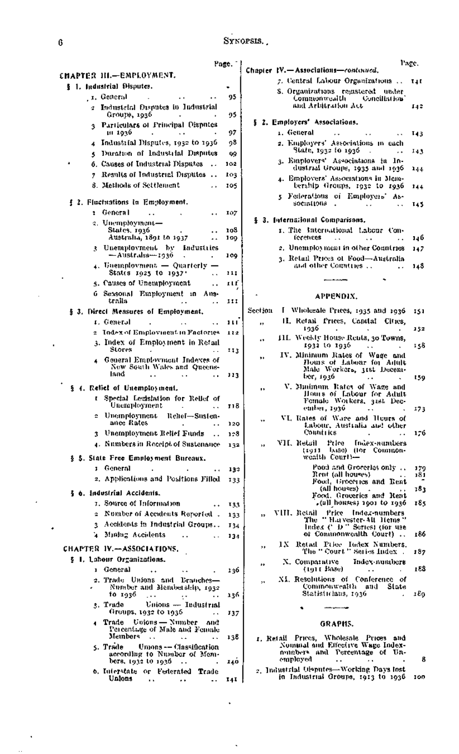## CHAPTER III.—EMPLOYMENT.

| | Page. |
|---|---|
| **§ 1. Industrial Disputes.** | |
| 1. General | 95 |
| 2. Industrial Disputes in Industrial Groups, 1936 | 95 |
| 3. Particulars of Principal Disputes in 1936 | 97 |
| 4. Industrial Disputes, 1932 to 1936 | 98 |
| 5. Duration of Industrial Disputes | 99 |
| 6. Causes of Industrial Disputes | 102 |
| 7. Results of Industrial Disputes | 103 |
| 8. Methods of Settlement | 105 |
| **§ 2. Fluctuations in Employment.** | |
| 1. General | 107 |
| 2. Unemployment—States, 1936 | 108 |
| Australia, 1891 to 1937 | 109 |
| 3. Unemployment by Industries—Australia—1936 | 109 |
| 4. Unemployment — Quarterly — States 1925 to 1937 | 111 |
| 5. Causes of Unemployment | 111 |
| 6. Seasonal Employment in Australia | 111 |
| **§ 3. Direct Measures of Employment.** | |
| 1. General | 111 |
| 2. Index of Employment in Factories | 112 |
| 3. Index of Employment in Retail Stores | 113 |
| 4. General Employment Indexes of New South Wales and Queensland | 113 |
| **§ 4. Relief of Unemployment.** | |
| 1. Special Legislation for Relief of Unemployment | 118 |
| 2. Unemployment Relief—Sustenance Rates | 120 |
| 3. Unemployment Relief Funds | 128 |
| 4. Numbers in Receipt of Sustenance | 132 |
| **§ 5. State Free Employment Bureaux.** | |
| 1. General | 132 |
| 2. Applications and Positions Filled | 133 |
| **§ 6. Industrial Accidents.** | |
| 1. Source of Information | 133 |
| 2. Number of Accidents Reported | 133 |
| 3. Accidents in Industrial Groups | 134 |
| 4. Mining Accidents | 134 |

## CHAPTER IV.—ASSOCIATIONS.

| | Page. |
|---|---|
| **§ 1. Labour Organizations.** | |
| 1. General | 136 |
| 2. Trade Unions and Branches—Number and Membership, 1932 to 1936 | 136 |
| 3. Trade Unions — Industrial Groups, 1932 to 1936 | 137 |
| 4. Trade Unions — Number and Percentage of Male and Female Members | 138 |
| 5. Trade Unions — Classification according to Number of Members, 1932 to 1936 | 140 |
| 6. Interstate or Federated Trade Unions | 141 |
| 7. Central Labour Organizations | 141 |
| 8. Organizations registered under Commonwealth Conciliation and Arbitration Act | 142 |
| **§ 2. Employers' Associations.** | |
| 1. General | 143 |
| 2. Employers' Associations in each State, 1932 to 1936 | 143 |
| 3. Employers' Associations in Industrial Groups, 1935 and 1936 | 144 |
| 4. Employers' Associations in Membership Groups, 1932 to 1936 | 144 |
| 5. Federations of Employers' Associations | 145 |
| **§ 3. International Comparisons.** | |
| 1. The International Labour Conferences | 146 |
| 2. Unemployment in other Countries | 147 |
| 3. Retail Prices of Food—Australia and other Countries | 148 |

## APPENDIX.

| Section | | Page. |
|---|---|---|
| I. | Wholesale Prices, 1935 and 1936 | 151 |
| II. | Retail Prices, Capital Cities, 1936 | 152 |
| III. | Weekly House Rents, 30 Towns, 1932 to 1936 | 158 |
| IV. | Minimum Rates of Wage and Hours of Labour for Adult Male Workers, 31st December, 1936 | 159 |
| V. | Minimum Rates of Wage and Hours of Labour for Adult Female Workers, 31st December, 1936 | 173 |
| VI. | Rates of Wage and Hours of Labour, Australia and other Countries | 176 |
| VII. | Retail Price Index-numbers (1911 base) (for Commonwealth Court)— | |
| | Food and Groceries only | 179 |
| | Rent (all houses) | 181 |
| | Food, Groceries and Rent (all houses) | 183 |
| | Food, Groceries and Rent (all houses) 1901 to 1936 | 185 |
| VIII. | Retail Price Index-numbers. The "Harvester-All Items" Index ("D" Series) (for use of Commonwealth Court) | 186 |
| IX. | Retail Price Index Numbers. The "Court" Series Index | 187 |
| X. | Comparative Index-numbers (1911 Base) | 188 |
| XI. | Resolutions of Conference of Commonwealth and State Statisticians, 1936 | 189 |

## GRAPHS.

| | Page. |
|---|---|
| 1. Retail Prices, Wholesale Prices and Nominal and Effective Wage Index-numbers and Percentage of Unemployed | 8 |
| 2. Industrial Disputes—Working Days lost in Industrial Groups, 1913 to 1936 | 100 |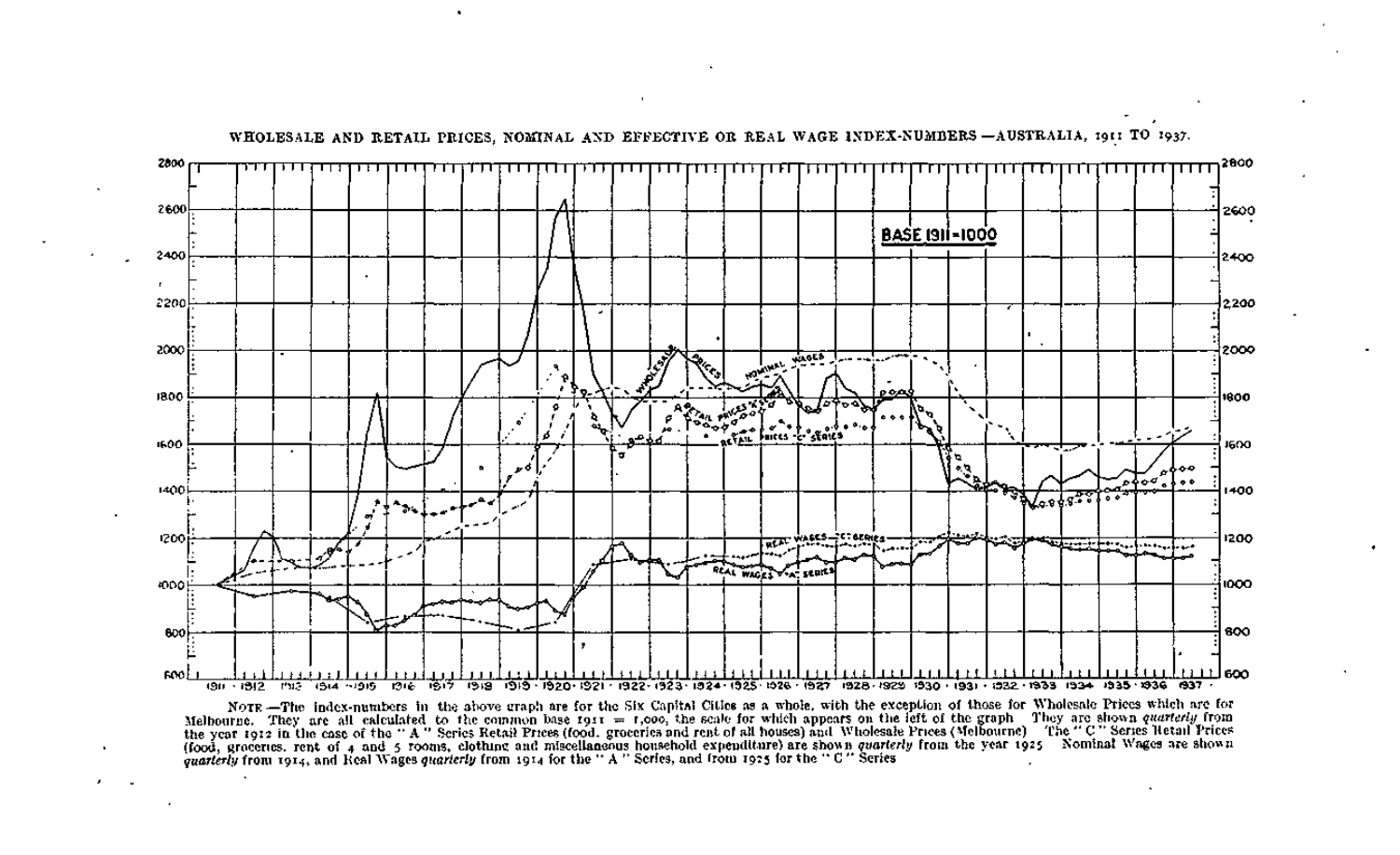WHOLESALE AND RETAIL PRICES, NOMINAL AND EFFECTIVE OR REAL WAGE INDEX-NUMBERS —AUSTRALIA, 1911 TO 1937.

BASE 1911=1000

2800
2600
2400
2200
2000
1800
1600
1400
1200
1000
800
600

WHOLESALE PRICES

NOMINAL WAGES

RETAIL PRICES "A" SERIES

RETAIL PRICES "C" SERIES

REAL WAGES "C" SERIES

REAL WAGES "A" SERIES

1911 · 1912 · 1913 · 1914 · 1915 · 1916 · 1917 · 1918 · 1919 · 1920 · 1921 · 1922 · 1923 · 1924 · 1925 · 1926 · 1927 · 1928 · 1929 · 1930 · 1931 · 1932 · 1933 · 1934 · 1935 · 1936 · 1937

NOTE.—The index-numbers in the above graph are for the Six Capital Cities as a whole, with the exception of those for Wholesale Prices which are for Melbourne. They are all calculated to the common base 1911 = 1,000, the scale for which appears on the left of the graph. They are shown *quarterly* from the year 1912 in the case of the "A" Series Retail Prices (food, groceries and rent of all houses) and Wholesale Prices (Melbourne). The "C" Series Retail Prices (food, groceries, rent of 4 and 5 rooms, clothing and miscellaneous household expenditure) are shown *quarterly* from the year 1925. Nominal Wages are shown *quarterly* from 1914, and Real Wages *quarterly* from 1914 for the "A" Series, and from 1925 for the "C" Series.